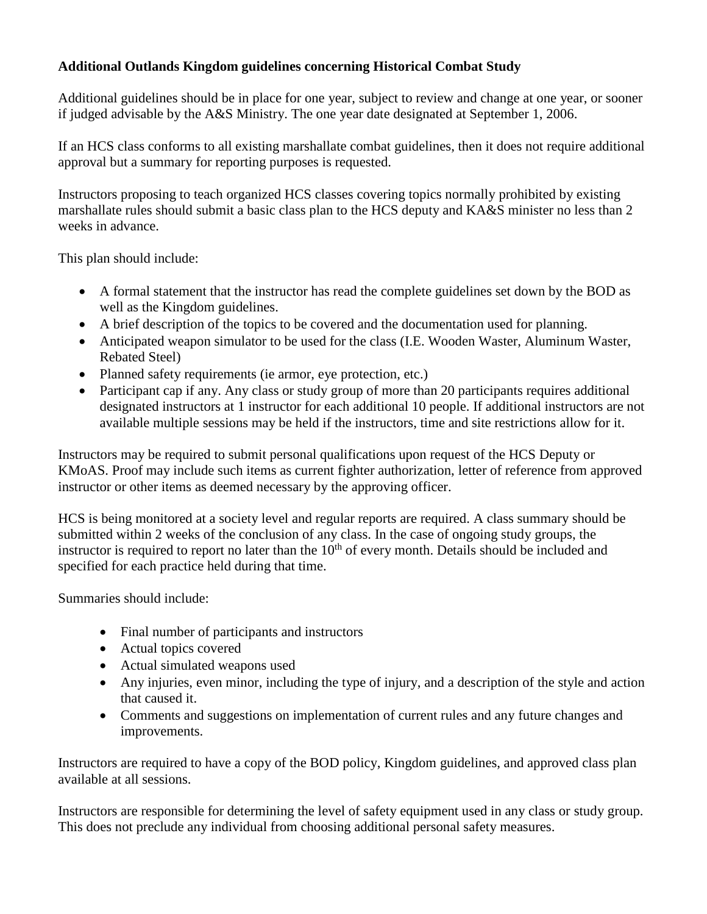**Additional Outlands Kingdom guidelines concerning Historical Combat Study**

Additional guidelines should be in place for one year, subject to review and change at one year, or sooner if judged advisable by the A&S Ministry. The one year date designated at September 1, 2006.

If an HCS class conforms to all existing marshallate combat guidelines, then it does not require additional approval but a summary for reporting purposes is requested.

Instructors proposing to teach organized HCS classes covering topics normally prohibited by existing marshallate rules should submit a basic class plan to the HCS deputy and KA&S minister no less than 2 weeks in advance.

This plan should include:

- A formal statement that the instructor has read the complete guidelines set down by the BOD as well as the Kingdom guidelines.
- A brief description of the topics to be covered and the documentation used for planning.
- Anticipated weapon simulator to be used for the class (I.E. Wooden Waster, Aluminum Waster, Rebated Steel)
- Planned safety requirements (ie armor, eye protection, etc.)
- Participant cap if any. Any class or study group of more than 20 participants requires additional designated instructors at 1 instructor for each additional 10 people. If additional instructors are not available multiple sessions may be held if the instructors, time and site restrictions allow for it.

Instructors may be required to submit personal qualifications upon request of the HCS Deputy or KMoAS. Proof may include such items as current fighter authorization, letter of reference from approved instructor or other items as deemed necessary by the approving officer.

HCS is being monitored at a society level and regular reports are required. A class summary should be submitted within 2 weeks of the conclusion of any class. In the case of ongoing study groups, the instructor is required to report no later than the 10th of every month. Details should be included and specified for each practice held during that time.

Summaries should include:

- Final number of participants and instructors
- Actual topics covered
- Actual simulated weapons used
- Any injuries, even minor, including the type of injury, and a description of the style and action that caused it.
- Comments and suggestions on implementation of current rules and any future changes and improvements.

Instructors are required to have a copy of the BOD policy, Kingdom guidelines, and approved class plan available at all sessions.

Instructors are responsible for determining the level of safety equipment used in any class or study group. This does not preclude any individual from choosing additional personal safety measures.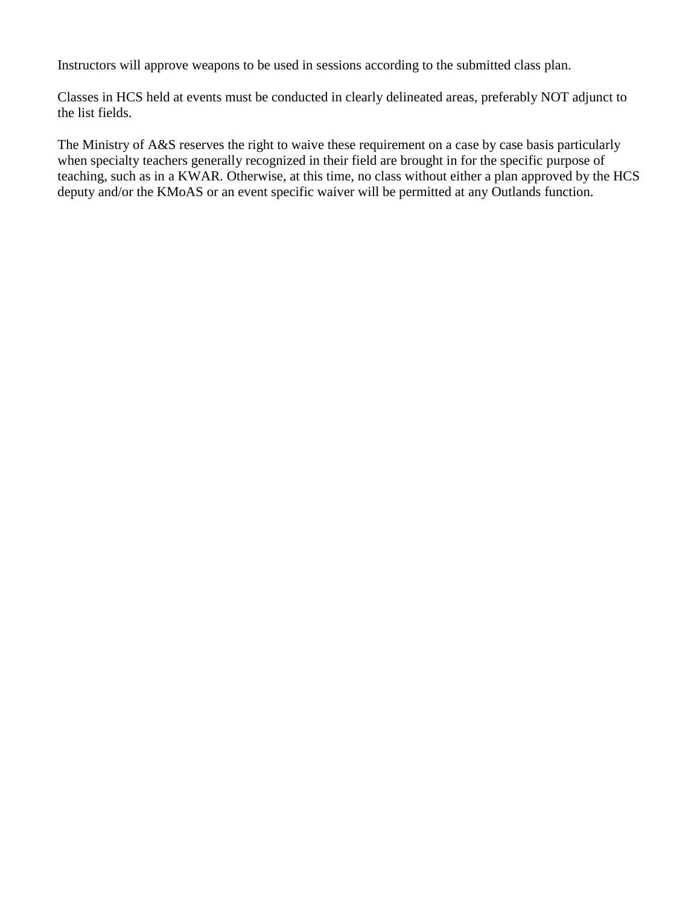Instructors will approve weapons to be used in sessions according to the submitted class plan.

Classes in HCS held at events must be conducted in clearly delineated areas, preferably NOT adjunct to the list fields.

The Ministry of A&S reserves the right to waive these requirement on a case by case basis particularly when specialty teachers generally recognized in their field are brought in for the specific purpose of teaching, such as in a KWAR. Otherwise, at this time, no class without either a plan approved by the HCS deputy and/or the KMoAS or an event specific waiver will be permitted at any Outlands function.